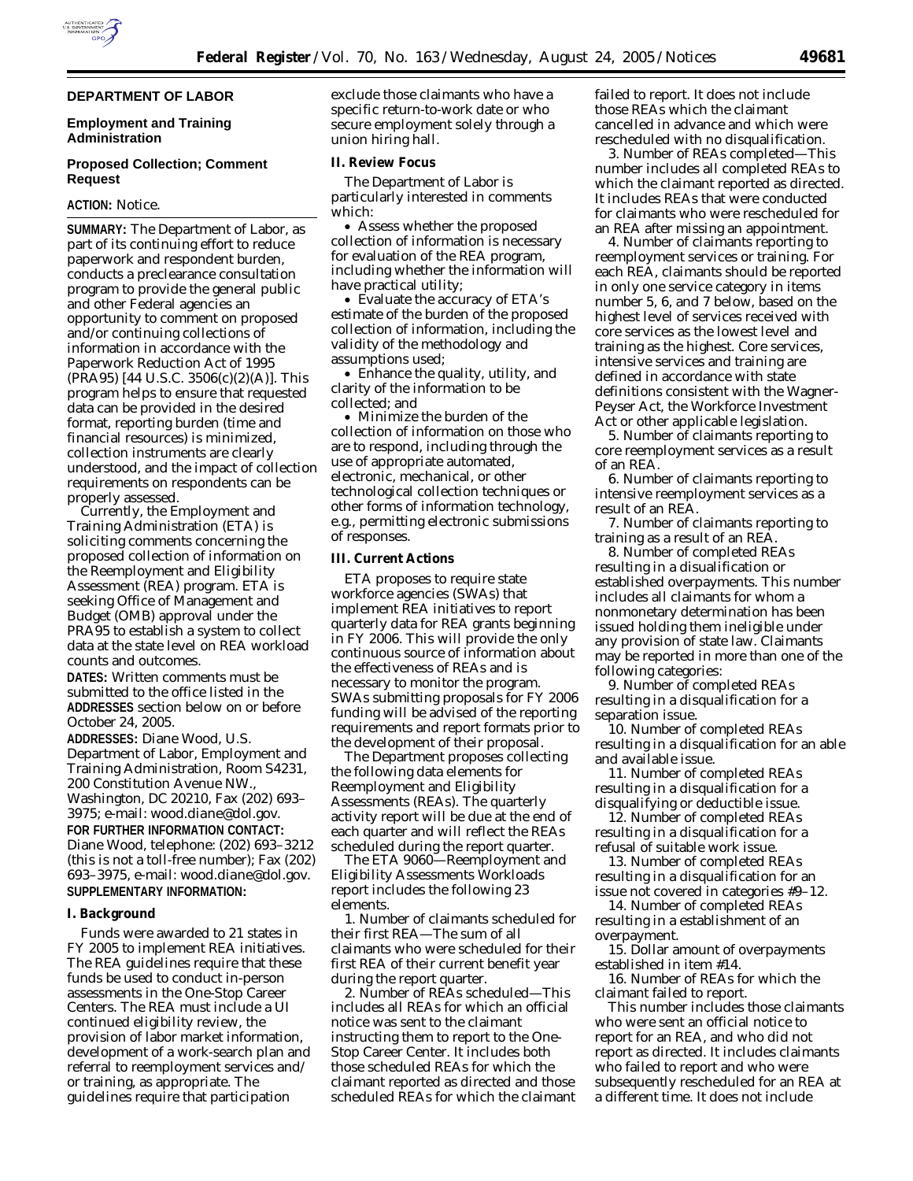## DEPARTMENT OF LABOR

### Employment and Training Administration

### Proposed Collection; Comment Request

**ACTION:** Notice.

**SUMMARY:** The Department of Labor, as part of its continuing effort to reduce paperwork and respondent burden, conducts a preclearance consultation program to provide the general public and other Federal agencies an opportunity to comment on proposed and/or continuing collections of information in accordance with the Paperwork Reduction Act of 1995 (PRA95) [44 U.S.C. 3506(c)(2)(A)]. This program helps to ensure that requested data can be provided in the desired format, reporting burden (time and financial resources) is minimized, collection instruments are clearly understood, and the impact of collection requirements on respondents can be properly assessed.

Currently, the Employment and Training Administration (ETA) is soliciting comments concerning the proposed collection of information on the Reemployment and Eligibility Assessment (REA) program. ETA is seeking Office of Management and Budget (OMB) approval under the PRA95 to establish a system to collect data at the state level on REA workload counts and outcomes.

**DATES:** Written comments must be submitted to the office listed in the **ADDRESSES** section below on or before October 24, 2005.

**ADDRESSES:** Diane Wood, U.S. Department of Labor, Employment and Training Administration, Room S4231, 200 Constitution Avenue NW., Washington, DC 20210, Fax (202) 693–3975; e-mail: *wood.diane@dol.gov.*

**FOR FURTHER INFORMATION CONTACT:** Diane Wood, telephone: (202) 693–3212 (this is not a toll-free number); Fax (202) 693–3975, e-mail: *wood.diane@dol.gov.*

**SUPPLEMENTARY INFORMATION:**

#### I. Background

Funds were awarded to 21 states in FY 2005 to implement REA initiatives. The REA guidelines require that these funds be used to conduct in-person assessments in the One-Stop Career Centers. The REA must include a UI continued eligibility review, the provision of labor market information, development of a work-search plan and referral to reemployment services and/or training, as appropriate. The guidelines require that participation exclude those claimants who have a specific return-to-work date or who secure employment solely through a union hiring hall.

#### II. Review Focus

The Department of Labor is particularly interested in comments which:

- Assess whether the proposed collection of information is necessary for evaluation of the REA program, including whether the information will have practical utility;
- Evaluate the accuracy of ETA's estimate of the burden of the proposed collection of information, including the validity of the methodology and assumptions used;
- Enhance the quality, utility, and clarity of the information to be collected; and
- Minimize the burden of the collection of information on those who are to respond, including through the use of appropriate automated, electronic, mechanical, or other technological collection techniques or other forms of information technology, e.g., permitting electronic submissions of responses.

#### III. Current Actions

ETA proposes to require state workforce agencies (SWAs) that implement REA initiatives to report quarterly data for REA grants beginning in FY 2006. This will provide the only continuous source of information about the effectiveness of REAs and is necessary to monitor the program. SWAs submitting proposals for FY 2006 funding will be advised of the reporting requirements and report formats prior to the development of their proposal.

The Department proposes collecting the following data elements for Reemployment and Eligibility Assessments (REAs). The quarterly activity report will be due at the end of each quarter and will reflect the REAs scheduled during the report quarter.

The ETA 9060—Reemployment and Eligibility Assessments Workloads report includes the following 23 elements.

1. Number of claimants scheduled for their first REA—The sum of all claimants who were scheduled for their first REA of their current benefit year during the report quarter.

2. Number of REAs scheduled—This includes all REAs for which an official notice was sent to the claimant instructing them to report to the One-Stop Career Center. It includes both those scheduled REAs for which the claimant reported as directed and those scheduled REAs for which the claimant failed to report. It does not include those REAs which the claimant cancelled in advance and which were rescheduled with no disqualification.

3. Number of REAs completed—This number includes all completed REAs to which the claimant reported as directed. It includes REAs that were conducted for claimants who were rescheduled for an REA after missing an appointment.

4. Number of claimants reporting to reemployment services or training. For each REA, claimants should be reported in only one service category in items number 5, 6, and 7 below, based on the highest level of services received with core services as the lowest level and training as the highest. Core services, intensive services and training are defined in accordance with state definitions consistent with the Wagner-Peyser Act, the Workforce Investment Act or other applicable legislation.

5. Number of claimants reporting to core reemployment services as a result of an REA.

6. Number of claimants reporting to intensive reemployment services as a result of an REA.

7. Number of claimants reporting to training as a result of an REA.

8. Number of completed REAs resulting in a disualification or established overpayments. This number includes all claimants for whom a nonmonetary determination has been issued holding them ineligible under any provision of state law. Claimants may be reported in more than one of the following categories:

9. Number of completed REAs resulting in a disqualification for a separation issue.

10. Number of completed REAs resulting in a disqualification for an able and available issue.

11. Number of completed REAs resulting in a disqualification for a disqualifying or deductible issue.

12. Number of completed REAs resulting in a disqualification for a refusal of suitable work issue.

13. Number of completed REAs resulting in a disqualification for an issue not covered in categories #9–12.

14. Number of completed REAs resulting in a establishment of an overpayment.

15. Dollar amount of overpayments established in item #14.

16. Number of REAs for which the claimant failed to report.

This number includes those claimants who were sent an official notice to report for an REA, and who did not report as directed. It includes claimants who failed to report and who were subsequently rescheduled for an REA at a different time. It does not include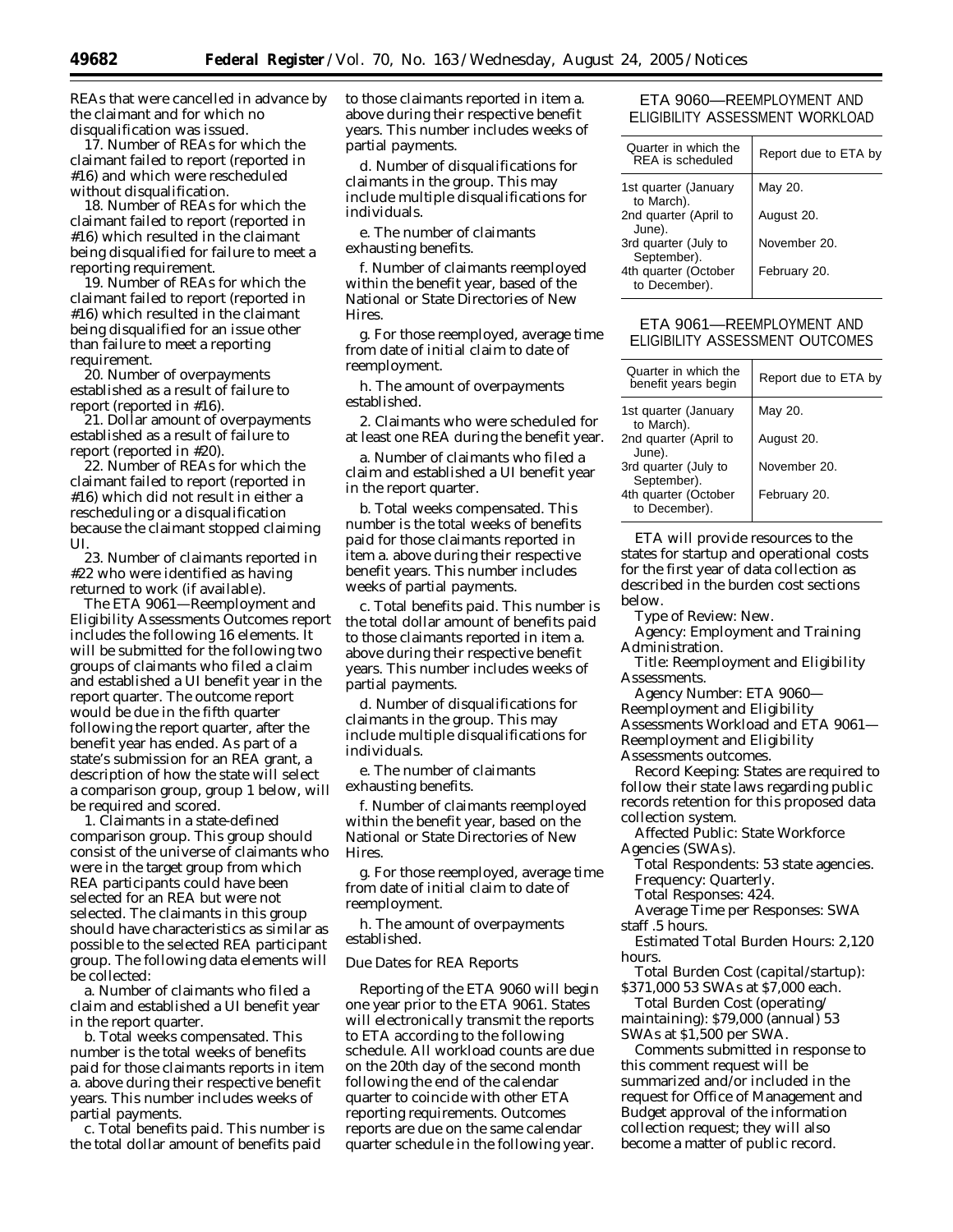REAs that were cancelled in advance by the claimant and for which no disqualification was issued.

17. Number of REAs for which the claimant failed to report (reported in #16) and which were rescheduled without disqualification.

18. Number of REAs for which the claimant failed to report (reported in #16) which resulted in the claimant being disqualified for failure to meet a reporting requirement.

19. Number of REAs for which the claimant failed to report (reported in #16) which resulted in the claimant being disqualified for an issue other than failure to meet a reporting requirement.

20. Number of overpayments established as a result of failure to report (reported in #16).

21. Dollar amount of overpayments established as a result of failure to report (reported in #20).

22. Number of REAs for which the claimant failed to report (reported in #16) which did not result in either a rescheduling or a disqualification because the claimant stopped claiming UI.

23. Number of claimants reported in #22 who were identified as having returned to work (if available).

The ETA 9061—Reemployment and Eligibility Assessments Outcomes report includes the following 16 elements. It will be submitted for the following two groups of claimants who filed a claim and established a UI benefit year in the report quarter. The outcome report would be due in the fifth quarter following the report quarter, after the benefit year has ended. As part of a state's submission for an REA grant, a description of how the state will select a comparison group, group 1 below, will be required and scored.

1. Claimants in a state-defined comparison group. This group should consist of the universe of claimants who were in the target group from which REA participants could have been selected for an REA but were not selected. The claimants in this group should have characteristics as similar as possible to the selected REA participant group. The following data elements will be collected:

a. Number of claimants who filed a claim and established a UI benefit year in the report quarter.

b. Total weeks compensated. This number is the total weeks of benefits paid for those claimants reports in item a. above during their respective benefit years. This number includes weeks of partial payments.

c. Total benefits paid. This number is the total dollar amount of benefits paid to those claimants reported in item a. above during their respective benefit years. This number includes weeks of partial payments.

d. Number of disqualifications for claimants in the group. This may include multiple disqualifications for individuals.

e. The number of claimants exhausting benefits.

f. Number of claimants reemployed within the benefit year, based on the National or State Directories of New Hires.

g. For those reemployed, average time from date of initial claim to date of reemployment.

h. The amount of overpayments established.

2. Claimants who were scheduled for at least one REA during the benefit year.

a. Number of claimants who filed a claim and established a UI benefit year in the report quarter.

b. Total weeks compensated. This number is the total weeks of benefits paid for those claimants reported in item a. above during their respective benefit years. This number includes weeks of partial payments.

c. Total benefits paid. This number is the total dollar amount of benefits paid to those claimants reported in item a. above during their respective benefit years. This number includes weeks of partial payments.

d. Number of disqualifications for claimants in the group. This may include multiple disqualifications for individuals.

e. The number of claimants exhausting benefits.

f. Number of claimants reemployed within the benefit year, based on the National or State Directories of New Hires.

g. For those reemployed, average time from date of initial claim to date of reemployment.

h. The amount of overpayments established.

*Due Dates for REA Reports*

Reporting of the ETA 9060 will begin one year prior to the ETA 9061. States will electronically transmit the reports to ETA according to the following schedule. All workload counts are due on the 20th day of the second month following the end of the calendar quarter to coincide with other ETA reporting requirements. Outcomes reports are due on the same calendar quarter schedule in the following year.

ETA 9060—REEMPLOYMENT AND ELIGIBILITY ASSESSMENT WORKLOAD

| Quarter in which the REA is scheduled | Report due to ETA by |
| --- | --- |
| 1st quarter (January to March). | May 20. |
| 2nd quarter (April to June). | August 20. |
| 3rd quarter (July to September). | November 20. |
| 4th quarter (October to December). | February 20. |

ETA 9061—REEMPLOYMENT AND ELIGIBILITY ASSESSMENT OUTCOMES

| Quarter in which the benefit years begin | Report due to ETA by |
| --- | --- |
| 1st quarter (January to March). | May 20. |
| 2nd quarter (April to June). | August 20. |
| 3rd quarter (July to September). | November 20. |
| 4th quarter (October to December). | February 20. |

ETA will provide resources to the states for startup and operational costs for the first year of data collection as described in the burden cost sections below.

*Type of Review:* New.

*Agency:* Employment and Training Administration.

*Title:* Reemployment and Eligibility Assessments.

*Agency Number:* ETA 9060—Reemployment and Eligibility Assessments Workload and ETA 9061—Reemployment and Eligibility Assessments outcomes.

*Record Keeping:* States are required to follow their state laws regarding public records retention for this proposed data collection system.

*Affected Public:* State Workforce Agencies (SWAs).

*Total Respondents:* 53 state agencies.

*Frequency:* Quarterly.

*Total Responses:* 424.

*Average Time per Responses:* SWA staff .5 hours.

*Estimated Total Burden Hours:* 2,120 hours.

*Total Burden Cost (capital/startup):* $371,000 53 SWAs at $7,000 each.

*Total Burden Cost (operating/maintaining):* $79,000 (annual) 53 SWAs at $1,500 per SWA.

Comments submitted in response to this comment request will be summarized and/or included in the request for Office of Management and Budget approval of the information collection request; they will also become a matter of public record.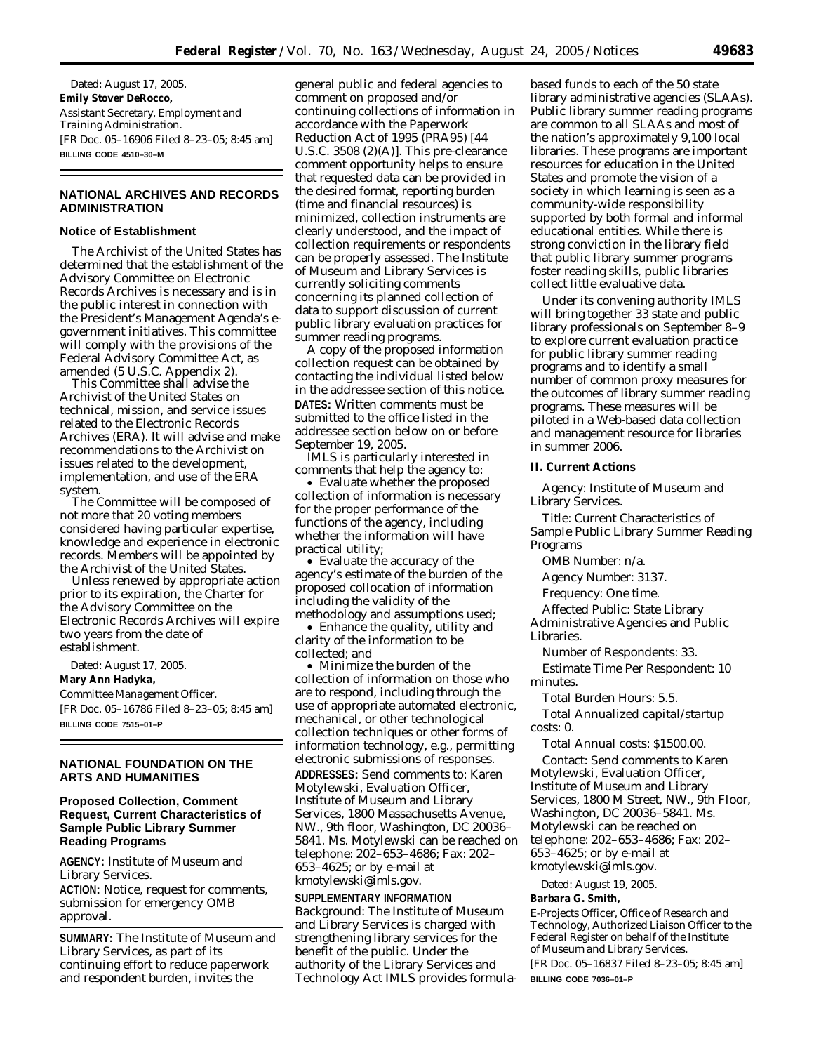Dated: August 17, 2005.

**Emily Stover DeRocco,**

*Assistant Secretary, Employment and Training Administration.*

[FR Doc. 05–16906 Filed 8–23–05; 8:45 am]

**BILLING CODE 4510–30–M**

## NATIONAL ARCHIVES AND RECORDS ADMINISTRATION

### Notice of Establishment

The Archivist of the United States has determined that the establishment of the Advisory Committee on Electronic Records Archives is necessary and is in the public interest in connection with the President's Management Agenda's e-government initiatives. This committee will comply with the provisions of the Federal Advisory Committee Act, as amended (5 U.S.C. Appendix 2).

This Committee shall advise the Archivist of the United States on technical, mission, and service issues related to the Electronic Records Archives (ERA). It will advise and make recommendations to the Archivist on issues related to the development, implementation, and use of the ERA system.

The Committee will be composed of not more that 20 voting members considered having particular expertise, knowledge and experience in electronic records. Members will be appointed by the Archivist of the United States.

Unless renewed by appropriate action prior to its expiration, the Charter for the Advisory Committee on the Electronic Records Archives will expire two years from the date of establishment.

Dated: August 17, 2005.

**Mary Ann Hadyka,**

*Committee Management Officer.*

[FR Doc. 05–16786 Filed 8–23–05; 8:45 am]

**BILLING CODE 7515–01–P**

## NATIONAL FOUNDATION ON THE ARTS AND HUMANITIES

### Proposed Collection, Comment Request, Current Characteristics of Sample Public Library Summer Reading Programs

**AGENCY:** Institute of Museum and Library Services.

**ACTION:** Notice, request for comments, submission for emergency OMB approval.

**SUMMARY:** The Institute of Museum and Library Services, as part of its continuing effort to reduce paperwork and respondent burden, invites the general public and federal agencies to comment on proposed and/or continuing collections of information in accordance with the Paperwork Reduction Act of 1995 (PRA95) [44 U.S.C. 3508 (2)(A)]. This pre-clearance comment opportunity helps to ensure that requested data can be provided in the desired format, reporting burden (time and financial resources) is minimized, collection instruments are clearly understood, and the impact of collection requirements or respondents can be properly assessed. The Institute of Museum and Library Services is currently soliciting comments concerning its planned collection of data to support discussion of current public library evaluation practices for summer reading programs.

A copy of the proposed information collection request can be obtained by contacting the individual listed below in the addressee section of this notice.

**DATES:** Written comments must be submitted to the office listed in the addressee section below on or before September 19, 2005.

IMLS is particularly interested in comments that help the agency to:

- Evaluate whether the proposed collection of information is necessary for the proper performance of the functions of the agency, including whether the information will have practical utility;
- Evaluate the accuracy of the agency's estimate of the burden of the proposed collocation of information including the validity of the methodology and assumptions used;
- Enhance the quality, utility and clarity of the information to be collected; and
- Minimize the burden of the collection of information on those who are to respond, including through the use of appropriate automated electronic, mechanical, or other technological collection techniques or other forms of information technology, e.g., permitting electronic submissions of responses.

**ADDRESSES:** Send comments to: Karen Motylewski, Evaluation Officer, Institute of Museum and Library Services, 1800 Massachusetts Avenue, NW., 9th floor, Washington, DC 20036–5841. Ms. Motylewski can be reached on telephone: 202–653–4686; Fax: 202–653–4625; or by e-mail at kmotylewski@imls.gov.

**SUPPLEMENTARY INFORMATION**

Background: The Institute of Museum and Library Services is charged with strengthening library services for the benefit of the public. Under the authority of the Library Services and Technology Act IMLS provides formula-based funds to each of the 50 state library administrative agencies (SLAAs). Public library summer reading programs are common to all SLAAs and most of the nation's approximately 9,100 local libraries. These programs are important resources for education in the United States and promote the vision of a society in which learning is seen as a community-wide responsibility supported by both formal and informal educational entities. While there is strong conviction in the library field that public library summer programs foster reading skills, public libraries collect little evaluative data.

Under its convening authority IMLS will bring together 33 state and public library professionals on September 8–9 to explore current evaluation practice for public library summer reading programs and to identify a small number of common proxy measures for the outcomes of library summer reading programs. These measures will be piloted in a Web-based data collection and management resource for libraries in summer 2006.

### II. Current Actions

Agency: Institute of Museum and Library Services.

Title: Current Characteristics of Sample Public Library Summer Reading Programs

OMB Number: n/a.

Agency Number: 3137.

Frequency: One time.

Affected Public: State Library Administrative Agencies and Public Libraries.

Number of Respondents: 33.

Estimate Time Per Respondent: 10 minutes.

Total Burden Hours: 5.5.

Total Annualized capital/startup costs: 0.

Total Annual costs: $1500.00.

Contact: Send comments to Karen Motylewski, Evaluation Officer, Institute of Museum and Library Services, 1800 M Street, NW., 9th Floor, Washington, DC 20036–5841. Ms. Motylewski can be reached on telephone: 202–653–4686; Fax: 202–653–4625; or by e-mail at kmotylewski@imls.gov.

Dated: August 19, 2005.

**Barbara G. Smith,**

*E-Projects Officer, Office of Research and Technology, Authorized Liaison Officer to the Federal Register on behalf of the Institute of Museum and Library Services.*

[FR Doc. 05–16837 Filed 8–23–05; 8:45 am]

**BILLING CODE 7036–01–P**